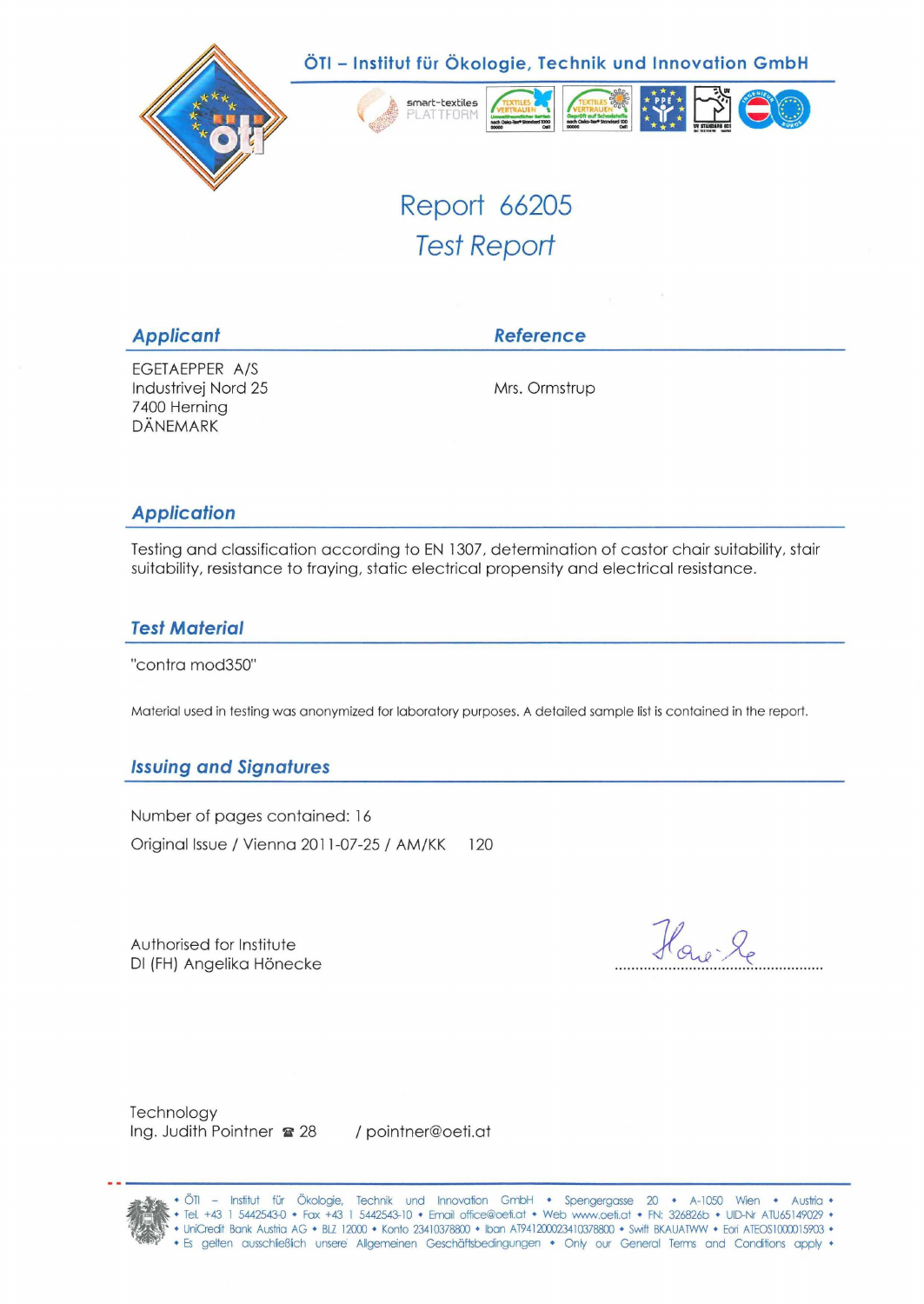ÖTI – Institut für Ökologie, Technik und Innovation GmbH

# Report 66205
## Test Report

### Applicant

EGETAEPPER A/S
Industrivej Nord 25
7400 Herning
DÄNEMARK

### Reference

Mrs. Ormstrup

### Application

Testing and classification according to EN 1307, determination of castor chair suitability, stair suitability, resistance to fraying, static electrical propensity and electrical resistance.

### Test Material

"contra mod350"

Material used in testing was anonymized for laboratory purposes. A detailed sample list is contained in the report.

### Issuing and Signatures

Number of pages contained: 16

Original Issue / Vienna 2011-07-25 / AM/KK 120

Authorised for Institute
DI (FH) Angelika Hönecke

Technology
Ing. Judith Pointner ☎ 28 / pointner@oeti.at

• ÖTI – Institut für Ökologie, Technik und Innovation GmbH • Spengergasse 20 • A-1050 Wien • Austria •
• Tel. +43 1 5442543-0 • Fax +43 1 5442543-10 • Email office@oeti.at • Web www.oeti.at • FN: 326826b • UID-Nr ATU65149029 •
• UniCredit Bank Austria AG • BLZ 12000 • Konto 23410378800 • Iban AT941200023410378800 • Swift BKAUATWW • Eori ATEOS1000015903 •
• Es gelten ausschließlich unsere Allgemeinen Geschäftsbedingungen • Only our General Terms and Conditions apply •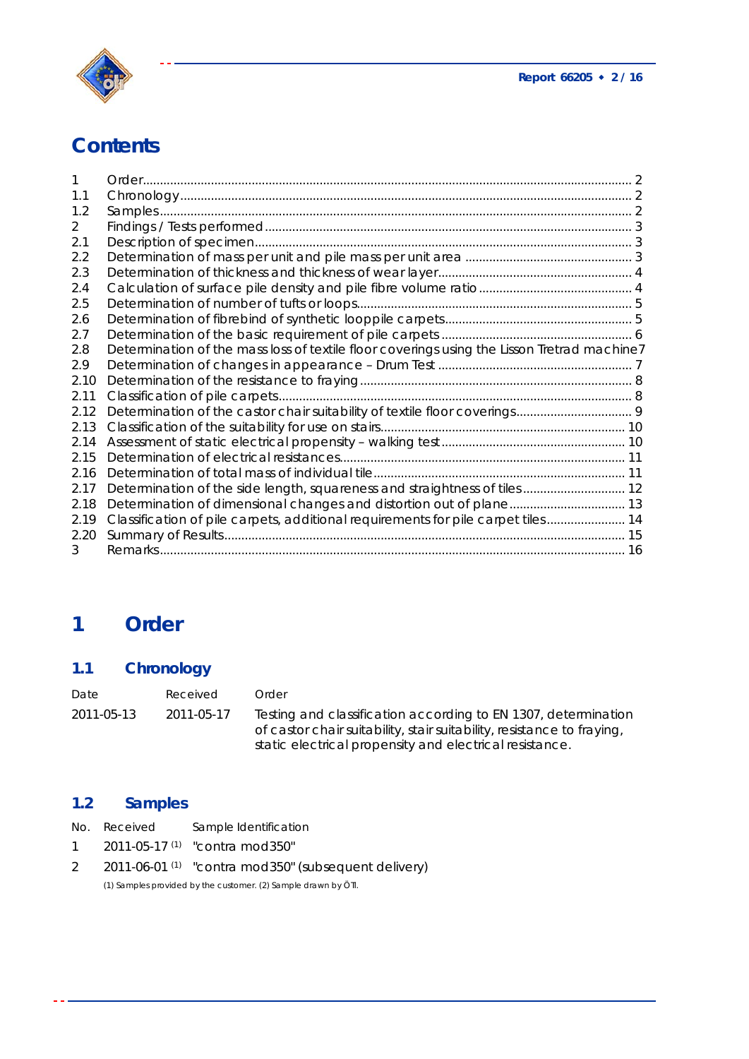# Contents

| | | |
|---|---|---|
| 1 | Order | 2 |
| 1.1 | Chronology | 2 |
| 1.2 | Samples | 2 |
| 2 | Findings / Tests performed | 3 |
| 2.1 | Description of specimen | 3 |
| 2.2 | Determination of mass per unit and pile mass per unit area | 3 |
| 2.3 | Determination of thickness and thickness of wear layer | 4 |
| 2.4 | Calculation of surface pile density and pile fibre volume ratio | 4 |
| 2.5 | Determination of number of tufts or loops | 5 |
| 2.6 | Determination of fibrebind of synthetic looppile carpets | 5 |
| 2.7 | Determination of the basic requirement of pile carpets | 6 |
| 2.8 | Determination of the mass loss of textile floor coverings using the Lisson Tretrad machine | 7 |
| 2.9 | Determination of changes in appearance – Drum Test | 7 |
| 2.10 | Determination of the resistance to fraying | 8 |
| 2.11 | Classification of pile carpets | 8 |
| 2.12 | Determination of the castor chair suitability of textile floor coverings | 9 |
| 2.13 | Classification of the suitability for use on stairs | 10 |
| 2.14 | Assessment of static electrical propensity – walking test | 10 |
| 2.15 | Determination of electrical resistances | 11 |
| 2.16 | Determination of total mass of individual tile | 11 |
| 2.17 | Determination of the side length, squareness and straightness of tiles | 12 |
| 2.18 | Determination of dimensional changes and distortion out of plane | 13 |
| 2.19 | Classification of pile carpets, additional requirements for pile carpet tiles | 14 |
| 2.20 | Summary of Results | 15 |
| 3 | Remarks | 16 |

# 1 Order

## 1.1 Chronology

| Date | Received | Order |
|---|---|---|
| 2011-05-13 | 2011-05-17 | Testing and classification according to EN 1307, determination of castor chair suitability, stair suitability, resistance to fraying, static electrical propensity and electrical resistance. |

## 1.2 Samples

| No. | Received | Sample Identification |
|---|---|---|
| 1 | 2011-05-17 (1) | "contra mod350" |
| 2 | 2011-06-01 (1) | "contra mod350" (subsequent delivery) |

(1) Samples provided by the customer. (2) Sample drawn by ÖTI.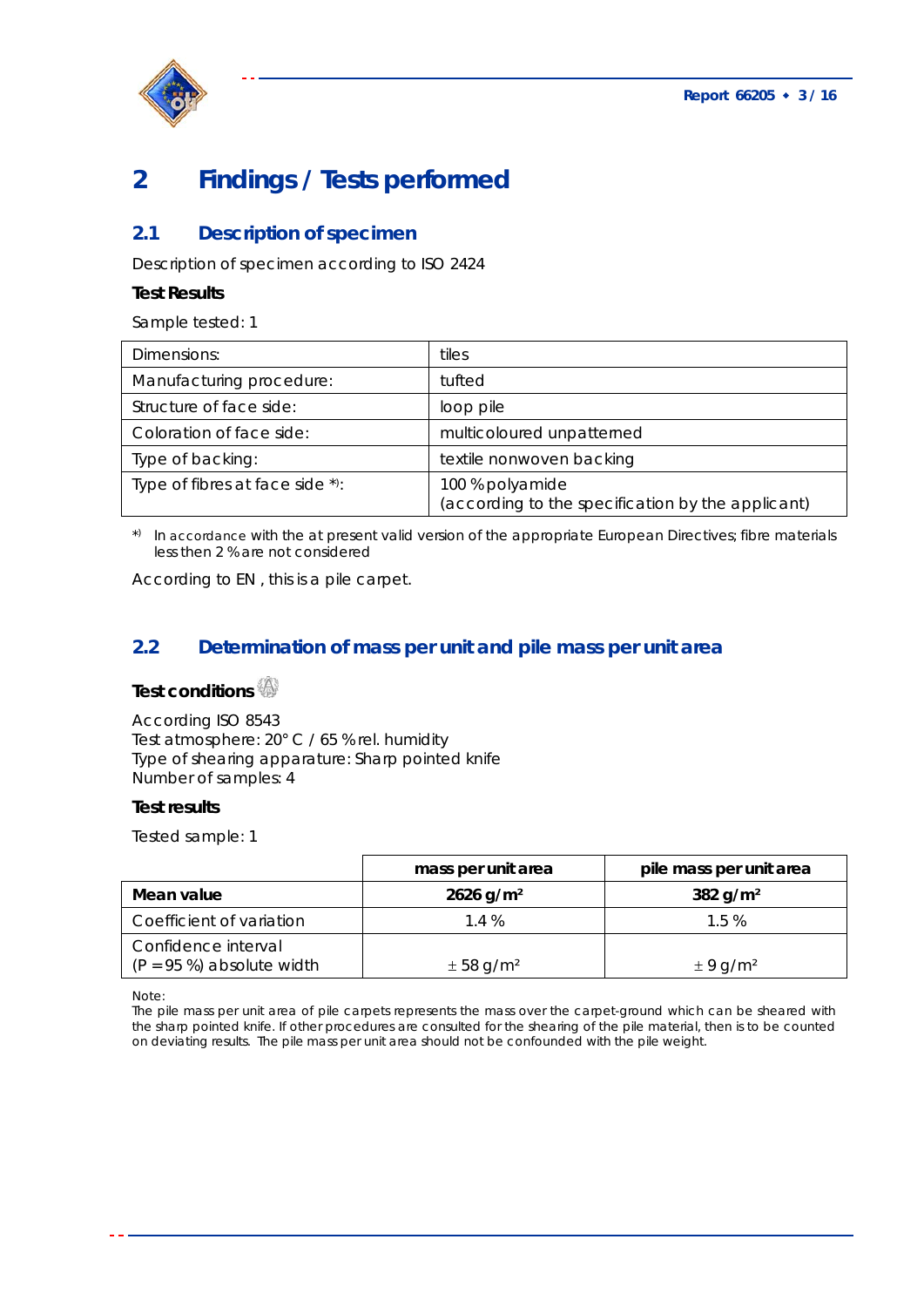# 2 Findings / Tests performed

## 2.1 Description of specimen

Description of specimen according to ISO 2424

**Test Results**

Sample tested: 1

| Dimensions: | tiles |
|---|---|
| Manufacturing procedure: | tufted |
| Structure of face side: | loop pile |
| Coloration of face side: | multicoloured unpatterned |
| Type of backing: | textile nonwoven backing |
| Type of fibres at face side *): | 100 % polyamide<br>(according to the specification by the applicant) |

*) In accordance with the at present valid version of the appropriate European Directives; fibre materials less then 2 % are not considered

According to EN , this is a pile carpet.

## 2.2 Determination of mass per unit and pile mass per unit area

**Test conditions**

According ISO 8543
Test atmosphere: 20° C / 65 % rel. humidity
Type of shearing apparature: Sharp pointed knife
Number of samples: 4

**Test results**

Tested sample: 1

| | mass per unit area | pile mass per unit area |
|---|---|---|
| **Mean value** | **2626 g/m²** | **382 g/m²** |
| Coefficient of variation | 1.4 % | 1.5 % |
| Confidence interval<br>(P = 95 %) absolute width | ± 58 g/m² | ± 9 g/m² |

Note:
The pile mass per unit area of pile carpets represents the mass over the carpet-ground which can be sheared with the sharp pointed knife. If other procedures are consulted for the shearing of the pile material, then is to be counted on deviating results. The pile mass per unit area should not be confounded with the pile weight.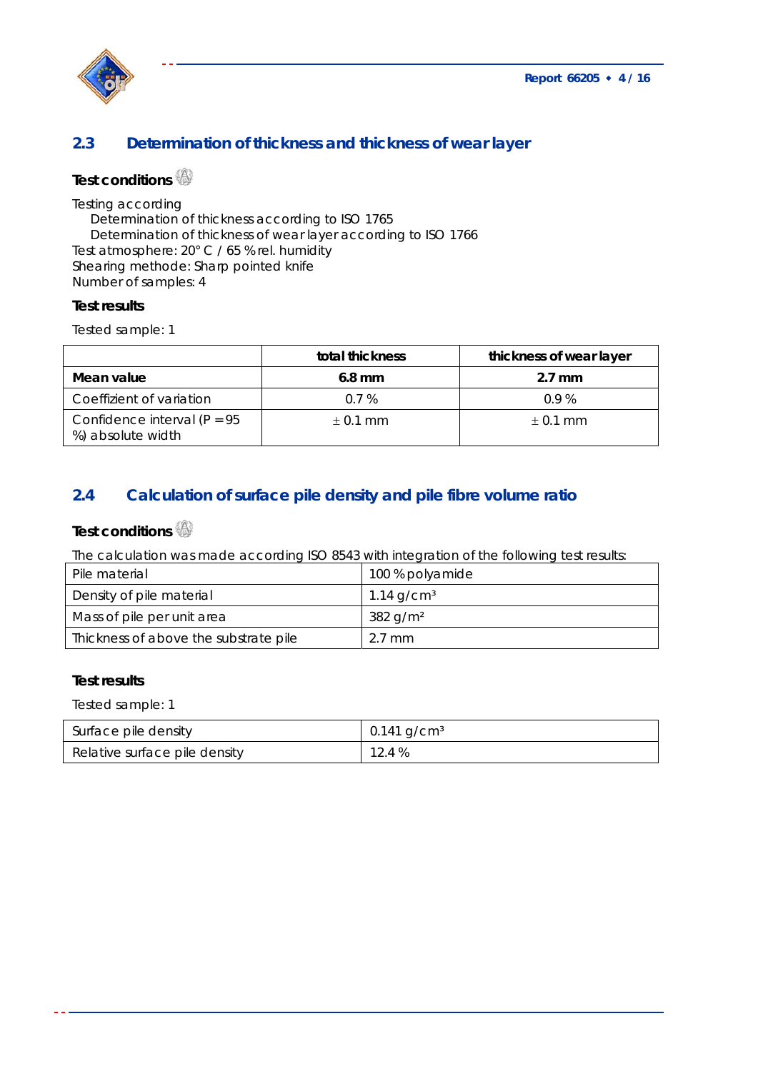## 2.3 Determination of thickness and thickness of wear layer

**Test conditions**

Testing according
  Determination of thickness according to ISO 1765
  Determination of thickness of wear layer according to ISO 1766
Test atmosphere: 20° C / 65 % rel. humidity
Shearing methode: Sharp pointed knife
Number of samples: 4

**Test results**

Tested sample: 1

| | total thickness | thickness of wear layer |
|---|---|---|
| **Mean value** | **6.8 mm** | **2.7 mm** |
| Coeffizient of variation | 0.7 % | 0.9 % |
| Confidence interval (P = 95 %) absolute width | ± 0.1 mm | ± 0.1 mm |

## 2.4 Calculation of surface pile density and pile fibre volume ratio

**Test conditions**

The calculation was made according ISO 8543 with integration of the following test results:

| | |
|---|---|
| Pile material | 100 % polyamide |
| Density of pile material | 1.14 g/cm³ |
| Mass of pile per unit area | 382 g/m² |
| Thickness of above the substrate pile | 2.7 mm |

**Test results**

Tested sample: 1

| | |
|---|---|
| Surface pile density | 0.141 g/cm³ |
| Relative surface pile density | 12.4 % |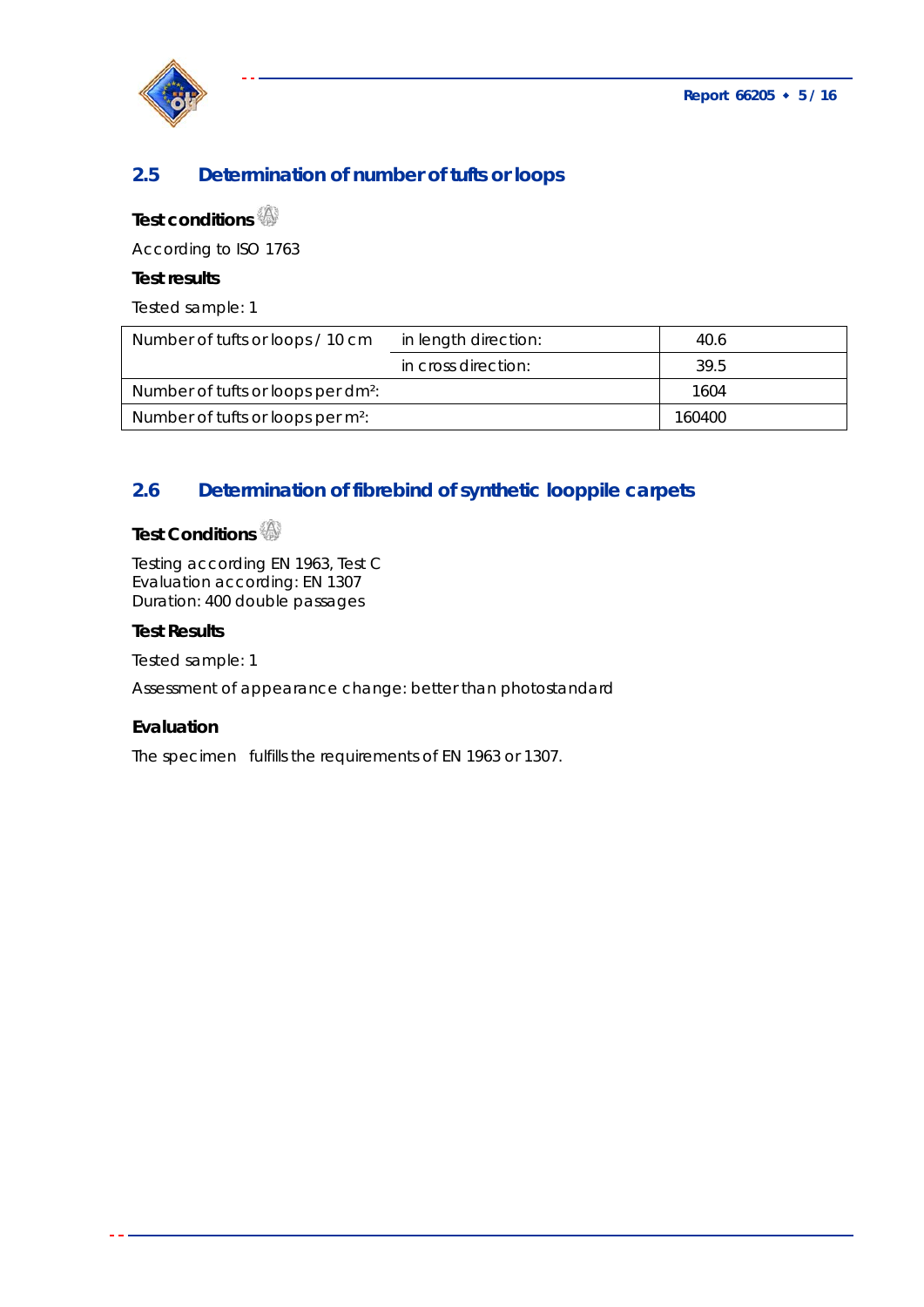## 2.5 Determination of number of tufts or loops

**Test conditions**

According to ISO 1763

**Test results**

Tested sample: 1

| Number of tufts or loops / 10 cm | in length direction: | 40.6 |
|---|---|---|
| | in cross direction: | 39.5 |
| Number of tufts or loops per dm²: | | 1604 |
| Number of tufts or loops per m²: | | 160400 |

## 2.6 Determination of fibrebind of synthetic looppile carpets

**Test Conditions**

Testing according EN 1963, Test C
Evaluation according: EN 1307
Duration: 400 double passages

**Test Results**

Tested sample: 1

Assessment of appearance change: better than photostandard

**Evaluation**

The specimen fulfills the requirements of EN 1963 or 1307.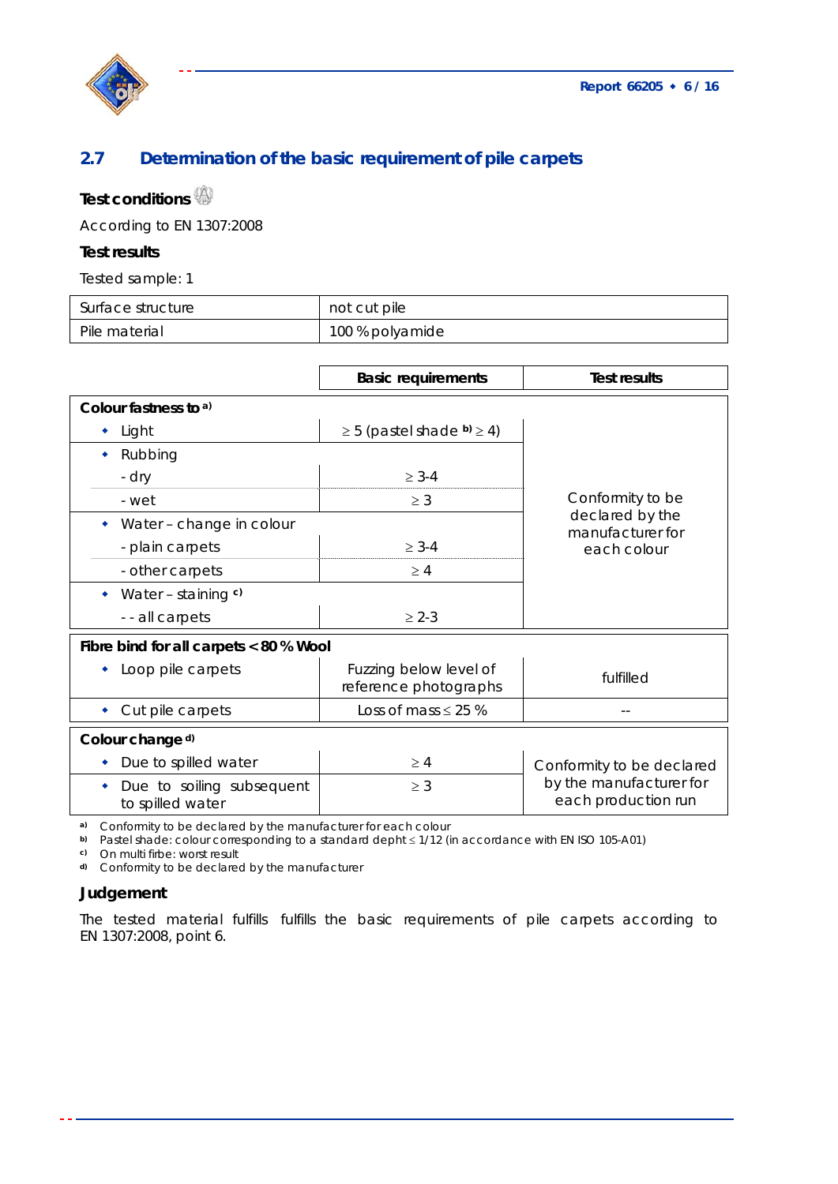## 2.7 Determination of the basic requirement of pile carpets

**Test conditions**

According to EN 1307:2008

**Test results**

Tested sample: 1

| Surface structure | not cut pile |
|---|---|
| Pile material | 100 % polyamide |

| | Basic requirements | Test results |
|---|---|---|
| **Colour fastness to** [a] | | Conformity to be declared by the manufacturer for each colour |
| • Light | ≥ 5 (pastel shade [b] ≥ 4) | |
| • Rubbing | | |
| - dry | ≥ 3-4 | |
| - wet | ≥ 3 | |
| • Water – change in colour | | |
| - plain carpets | ≥ 3-4 | |
| - other carpets | ≥ 4 | |
| • Water – staining [c] | | |
| - - all carpets | ≥ 2-3 | |
| **Fibre bind for all carpets < 80 % Wool** | | |
| • Loop pile carpets | Fuzzing below level of reference photographs | fulfilled |
| • Cut pile carpets | Loss of mass ≤ 25 % | -- |
| **Colour change** [d] | | Conformity to be declared by the manufacturer for each production run |
| • Due to spilled water | ≥ 4 | |
| • Due to soiling subsequent to spilled water | ≥ 3 | |

[a] Conformity to be declared by the manufacturer for each colour
[b] Pastel shade: colour corresponding to a standard depht ≤ 1/12 (in accordance with EN ISO 105-A01)
[c] On multi firbe: worst result
[d] Conformity to be declared by the manufacturer

### Judgement

The tested material fulfills fulfills the basic requirements of pile carpets according to EN 1307:2008, point 6.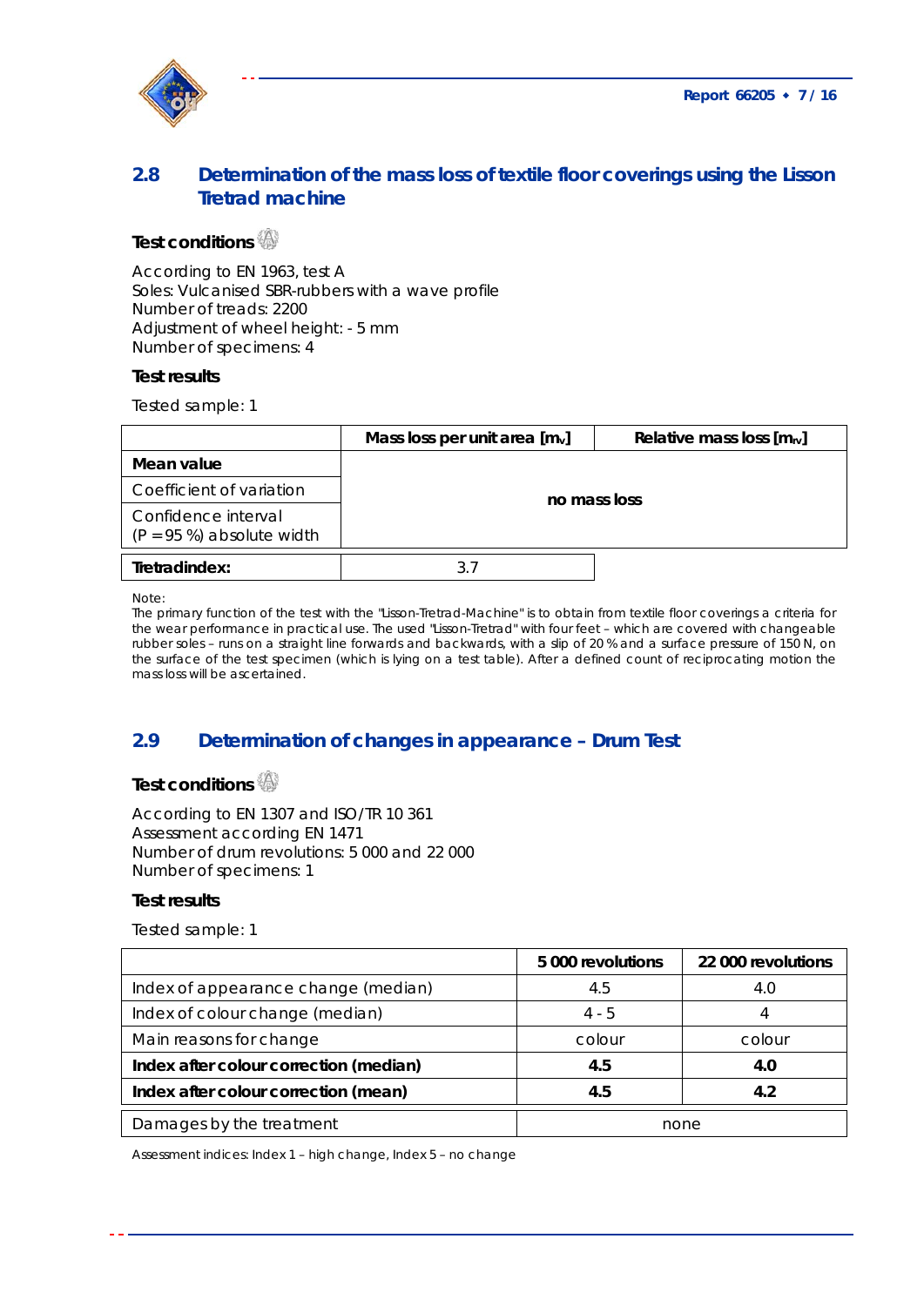## 2.8 Determination of the mass loss of textile floor coverings using the Lisson Tretrad machine

**Test conditions**

According to EN 1963, test A
Soles: Vulcanised SBR-rubbers with a wave profile
Number of treads: 2200
Adjustment of wheel height: - 5 mm
Number of specimens: 4

**Test results**

Tested sample: 1

| | Mass loss per unit area [$m_v$] | Relative mass loss [$m_{rv}$] |
|---|---|---|
| **Mean value** | **no mass loss** | |
| Coefficient of variation | | |
| Confidence interval (P = 95 %) absolute width | | |
| **Tretradindex:** | 3.7 | |

Note:
The primary function of the test with the "Lisson-Tretrad-Machine" is to obtain from textile floor coverings a criteria for the wear performance in practical use. The used "Lisson-Tretrad" with four feet – which are covered with changeable rubber soles – runs on a straight line forwards and backwards, with a slip of 20 % and a surface pressure of 150 N, on the surface of the test specimen (which is lying on a test table). After a defined count of reciprocating motion the mass loss will be ascertained.

## 2.9 Determination of changes in appearance – Drum Test

**Test conditions**

According to EN 1307 and ISO/TR 10 361
Assessment according EN 1471
Number of drum revolutions: 5 000 and 22 000
Number of specimens: 1

**Test results**

Tested sample: 1

| | 5 000 revolutions | 22 000 revolutions |
|---|---|---|
| Index of appearance change (median) | 4.5 | 4.0 |
| Index of colour change (median) | 4 - 5 | 4 |
| Main reasons for change | colour | colour |
| **Index after colour correction (median)** | **4.5** | **4.0** |
| **Index after colour correction (mean)** | **4.5** | **4.2** |
| Damages by the treatment | none | |

Assessment indices: Index 1 – high change, Index 5 – no change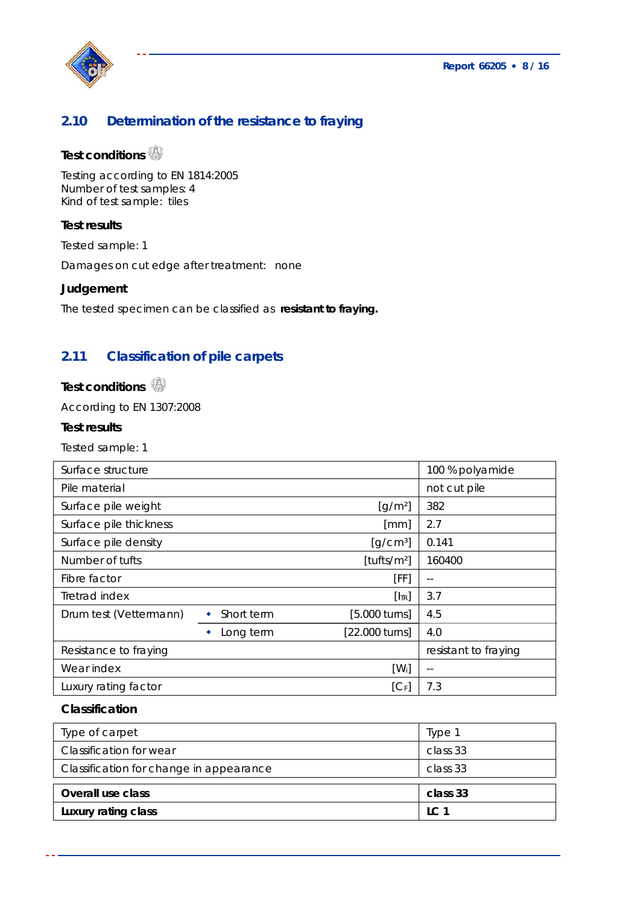## 2.10 Determination of the resistance to fraying

### Test conditions

Testing according to EN 1814:2005
Number of test samples: 4
Kind of test sample: tiles

### Test results

Tested sample: 1

Damages on cut edge after treatment: none

### Judgement

The tested specimen can be classified as **resistant to fraying.**

## 2.11 Classification of pile carpets

### Test conditions

According to EN 1307:2008

### Test results

Tested sample: 1

| | | | |
|---|---|---|---|
| Surface structure | | | 100 % polyamide |
| Pile material | | | not cut pile |
| Surface pile weight | | [g/m²] | 382 |
| Surface pile thickness | | [mm] | 2.7 |
| Surface pile density | | [g/cm³] | 0.141 |
| Number of tufts | | [tufts/m²] | 160400 |
| Fibre factor | | [FF] | -- |
| Tetrad index | | [$I_{TR}$] | 3.7 |
| Drum test (Vettermann) | • Short term | [5.000 turns] | 4.5 |
| | • Long term | [22.000 turns] | 4.0 |
| Resistance to fraying | | | resistant to fraying |
| Wear index | | [$W_i$] | -- |
| Luxury rating factor | | [$C_F$] | 7.3 |

### Classification

| | |
|---|---|
| Type of carpet | Type 1 |
| Classification for wear | class 33 |
| Classification for change in appearance | class 33 |
| **Overall use class** | **class 33** |
| **Luxury rating class** | **LC 1** |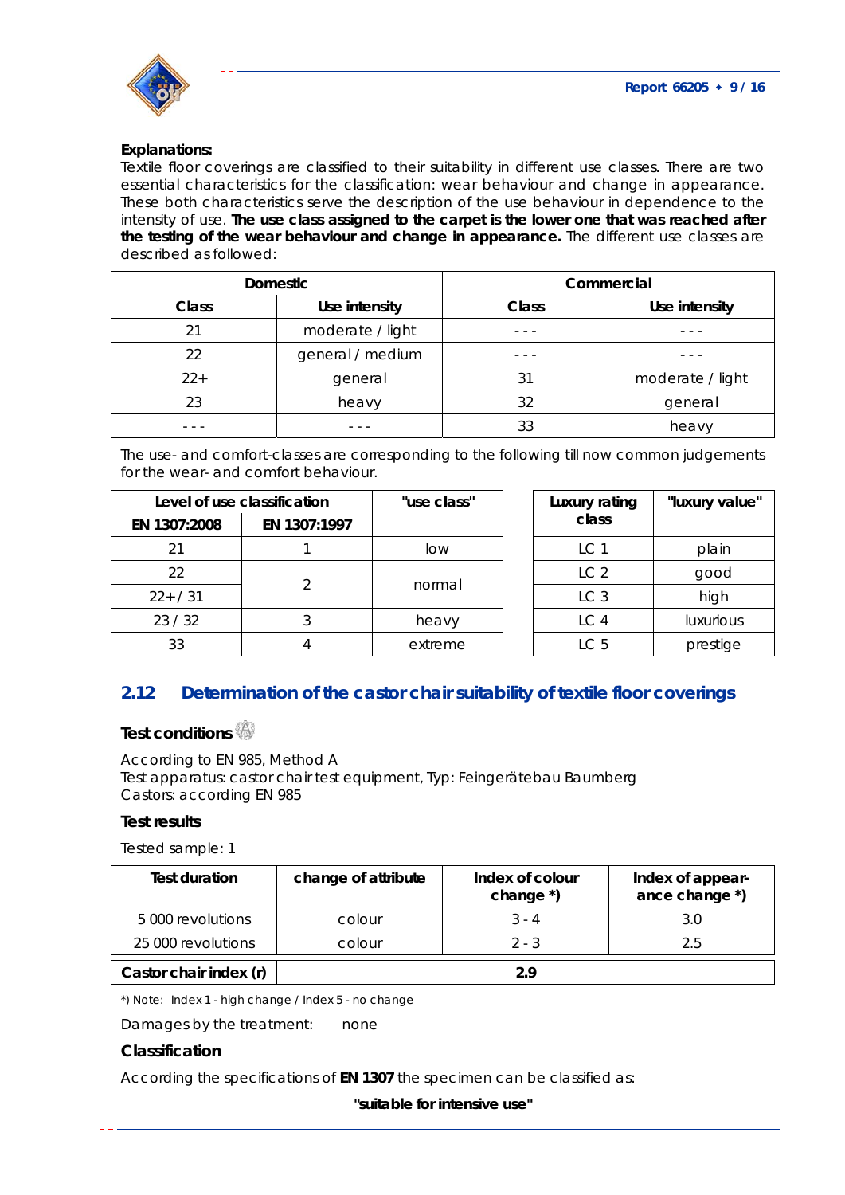**Explanations:**
Textile floor coverings are classified to their suitability in different use classes. There are two essential characteristics for the classification: wear behaviour and change in appearance. These both characteristics serve the description of the use behaviour in dependence to the intensity of use. **The use class assigned to the carpet is the lower one that was reached after the testing of the wear behaviour and change in appearance.** The different use classes are described as followed:

| Domestic | | Commercial | |
|---|---|---|---|
| Class | Use intensity | Class | Use intensity |
| 21 | moderate / light | - - - | - - - |
| 22 | general / medium | - - - | - - - |
| 22+ | general | 31 | moderate / light |
| 23 | heavy | 32 | general |
| - - - | - - - | 33 | heavy |

The use- and comfort-classes are corresponding to the following till now common judgements for the wear- and comfort behaviour.

| Level of use classification | | "use class" |
|---|---|---|
| EN 1307:2008 | EN 1307:1997 | |
| 21 | 1 | low |
| 22 | 2 | normal |
| 22+ / 31 | 2 | normal |
| 23 / 32 | 3 | heavy |
| 33 | 4 | extreme |

| Luxury rating class | "luxury value" |
|---|---|
| LC 1 | plain |
| LC 2 | good |
| LC 3 | high |
| LC 4 | luxurious |
| LC 5 | prestige |

## 2.12 Determination of the castor chair suitability of textile floor coverings

### Test conditions

According to EN 985, Method A
Test apparatus: castor chair test equipment, Typ: Feingerätebau Baumberg
Castors: according EN 985

### Test results

Tested sample: 1

| Test duration | change of attribute | Index of colour change *) | Index of appearance change *) |
|---|---|---|---|
| 5 000 revolutions | colour | 3 - 4 | 3.0 |
| 25 000 revolutions | colour | 2 - 3 | 2.5 |
| **Castor chair index (r)** | **2.9** | | |

*) Note: Index 1 - high change / Index 5 - no change

Damages by the treatment: none

### Classification

According the specifications of **EN 1307** the specimen can be classified as:

**"suitable for intensive use"**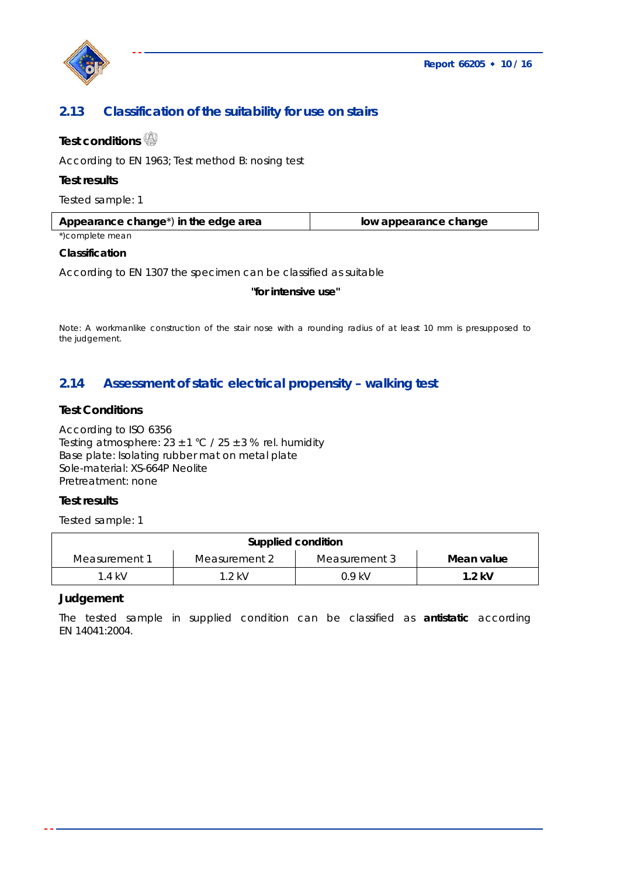## 2.13 Classification of the suitability for use on stairs

**Test conditions**

According to EN 1963; Test method B: nosing test

**Test results**

Tested sample: 1

| **Appearance change*) in the edge area** | **low appearance change** |
|---|---|

*)complete mean

**Classification**

According to EN 1307 the specimen can be classified as suitable

**"for intensive use"**

Note: A workmanlike construction of the stair nose with a rounding radius of at least 10 mm is presupposed to the judgement.

## 2.14 Assessment of static electrical propensity – walking test

**Test Conditions**

According to ISO 6356
Testing atmosphere: 23 ± 1 °C / 25 ± 3 % rel. humidity
Base plate: Isolating rubber mat on metal plate
Sole-material: XS-664P Neolite
Pretreatment: none

**Test results**

Tested sample: 1

| **Supplied condition** | | | |
|---|---|---|---|
| Measurement 1 | Measurement 2 | Measurement 3 | **Mean value** |
| 1.4 kV | 1.2 kV | 0.9 kV | **1.2 kV** |

**Judgement**

The tested sample in supplied condition can be classified as **antistatic** according EN 14041:2004.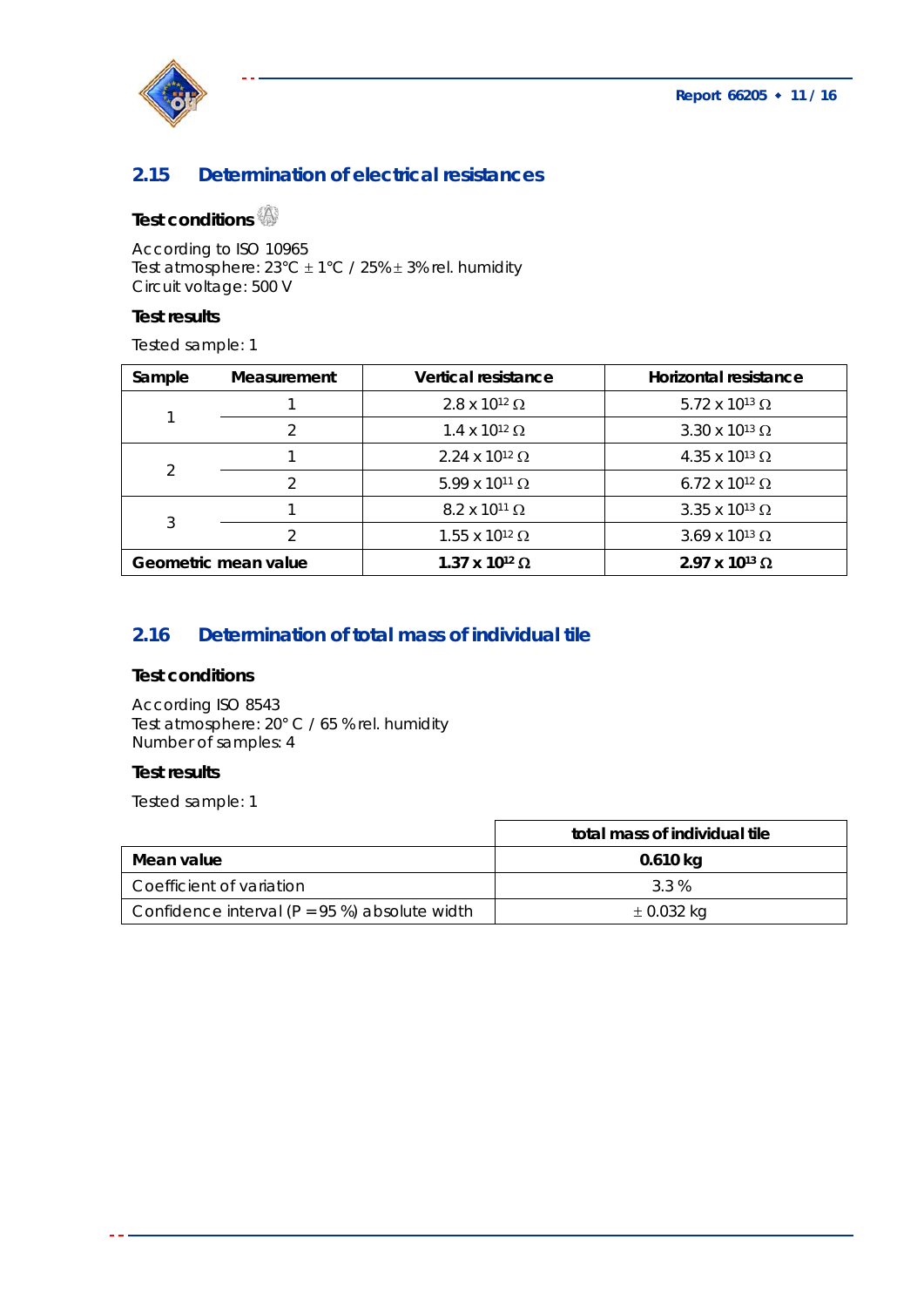## 2.15 Determination of electrical resistances

### Test conditions

According to ISO 10965
Test atmosphere: 23°C ± 1°C / 25% ± 3% rel. humidity
Circuit voltage: 500 V

### Test results

Tested sample: 1

| Sample | Measurement | Vertical resistance | Horizontal resistance |
|---|---|---|---|
| 1 | 1 | $2.8 \times 10^{12}\ \Omega$ | $5.72 \times 10^{13}\ \Omega$ |
| | 2 | $1.4 \times 10^{12}\ \Omega$ | $3.30 \times 10^{13}\ \Omega$ |
| 2 | 1 | $2.24 \times 10^{12}\ \Omega$ | $4.35 \times 10^{13}\ \Omega$ |
| | 2 | $5.99 \times 10^{11}\ \Omega$ | $6.72 \times 10^{12}\ \Omega$ |
| 3 | 1 | $8.2 \times 10^{11}\ \Omega$ | $3.35 \times 10^{13}\ \Omega$ |
| | 2 | $1.55 \times 10^{12}\ \Omega$ | $3.69 \times 10^{13}\ \Omega$ |
| **Geometric mean value** | | **$1.37 \times 10^{12}\ \Omega$** | **$2.97 \times 10^{13}\ \Omega$** |

## 2.16 Determination of total mass of individual tile

### Test conditions

According ISO 8543
Test atmosphere: 20° C / 65 % rel. humidity
Number of samples: 4

### Test results

Tested sample: 1

| | total mass of individual tile |
|---|---|
| **Mean value** | **0.610 kg** |
| Coefficient of variation | 3.3 % |
| Confidence interval (P = 95 %) absolute width | ± 0.032 kg |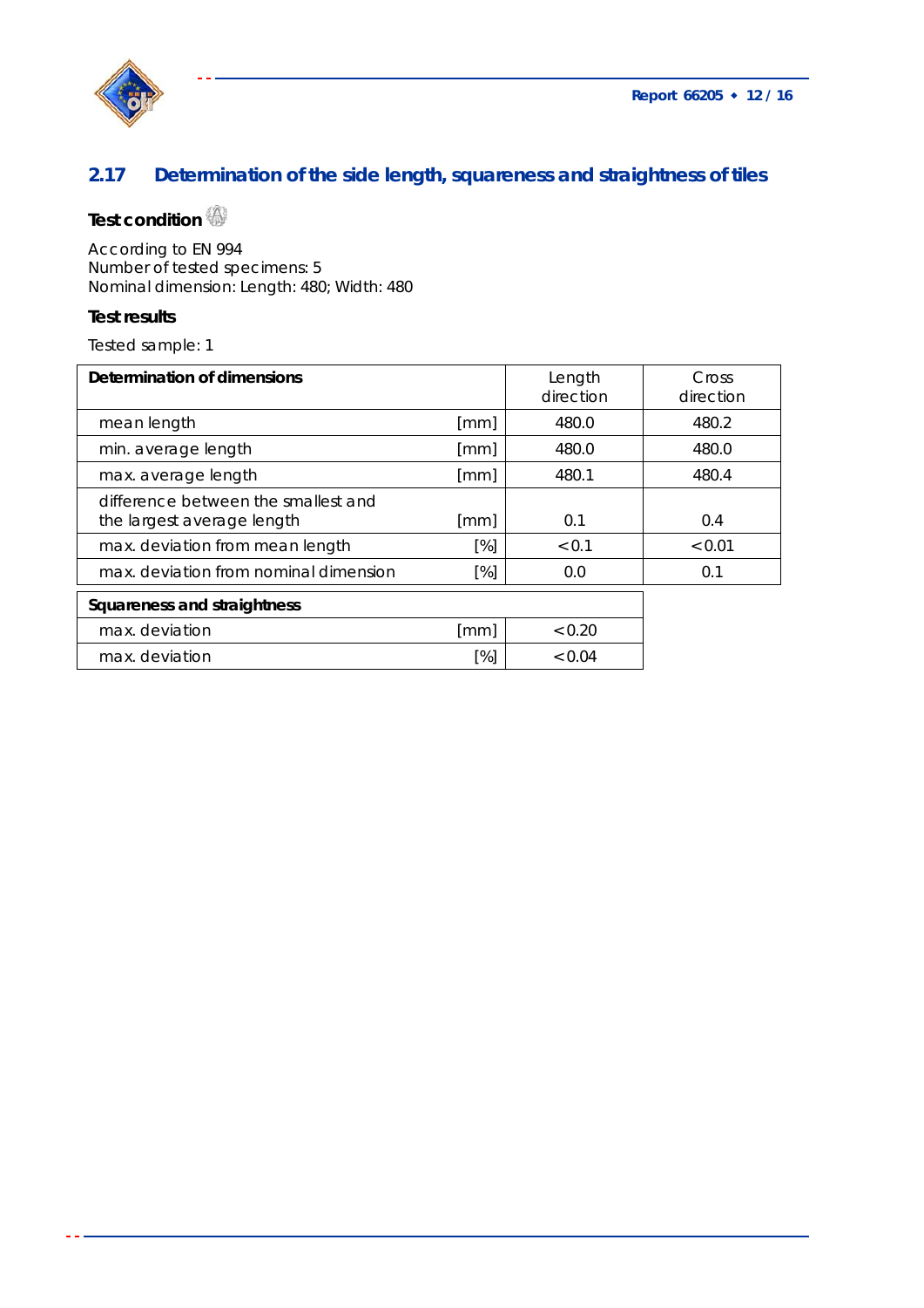## 2.17 Determination of the side length, squareness and straightness of tiles

### Test condition

According to EN 994
Number of tested specimens: 5
Nominal dimension: Length: 480; Width: 480

### Test results

Tested sample: 1

| **Determination of dimensions** | | Length direction | Cross direction |
|---|---|---|---|
| mean length | [mm] | 480.0 | 480.2 |
| min. average length | [mm] | 480.0 | 480.0 |
| max. average length | [mm] | 480.1 | 480.4 |
| difference between the smallest and the largest average length | [mm] | 0.1 | 0.4 |
| max. deviation from mean length | [%] | < 0.1 | < 0.01 |
| max. deviation from nominal dimension | [%] | 0.0 | 0.1 |

| **Squareness and straightness** | | |
|---|---|---|
| max. deviation | [mm] | < 0.20 |
| max. deviation | [%] | < 0.04 |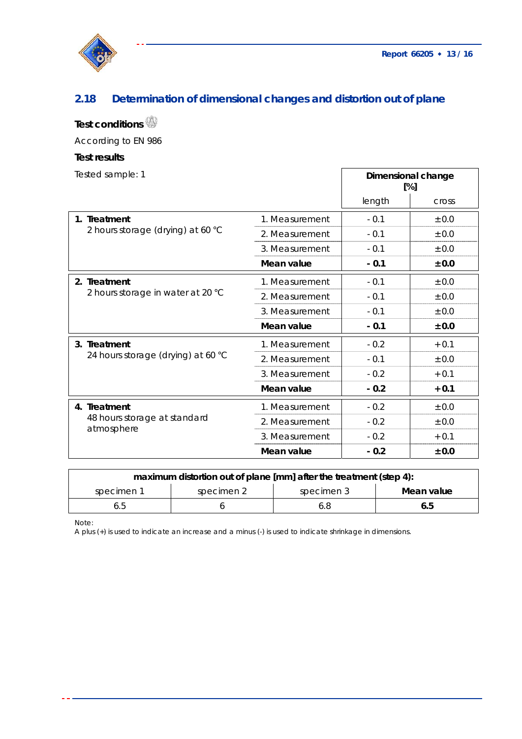## 2.18 Determination of dimensional changes and distortion out of plane

**Test conditions**

According to EN 986

**Test results**

Tested sample: 1

| | | Dimensional change [%] | |
|---|---|---|---|
| | | length | cross |
| **1. Treatment** 2 hours storage (drying) at 60 °C | 1. Measurement | - 0.1 | ± 0.0 |
| | 2. Measurement | - 0.1 | ± 0.0 |
| | 3. Measurement | - 0.1 | ± 0.0 |
| | **Mean value** | **- 0.1** | **± 0.0** |
| **2. Treatment** 2 hours storage in water at 20 °C | 1. Measurement | - 0.1 | ± 0.0 |
| | 2. Measurement | - 0.1 | ± 0.0 |
| | 3. Measurement | - 0.1 | ± 0.0 |
| | **Mean value** | **- 0.1** | **± 0.0** |
| **3. Treatment** 24 hours storage (drying) at 60 °C | 1. Measurement | - 0.2 | + 0.1 |
| | 2. Measurement | - 0.1 | ± 0.0 |
| | 3. Measurement | - 0.2 | + 0.1 |
| | **Mean value** | **- 0.2** | **+ 0.1** |
| **4. Treatment** 48 hours storage at standard atmosphere | 1. Measurement | - 0.2 | ± 0.0 |
| | 2. Measurement | - 0.2 | ± 0.0 |
| | 3. Measurement | - 0.2 | + 0.1 |
| | **Mean value** | **- 0.2** | **± 0.0** |

| **maximum distortion out of plane [mm] after the treatment (step 4):** | | | |
|---|---|---|---|
| specimen 1 | specimen 2 | specimen 3 | **Mean value** |
| 6.5 | 6 | 6.8 | **6.5** |

Note:
A plus (+) is used to indicate an increase and a minus (-) is used to indicate shrinkage in dimensions.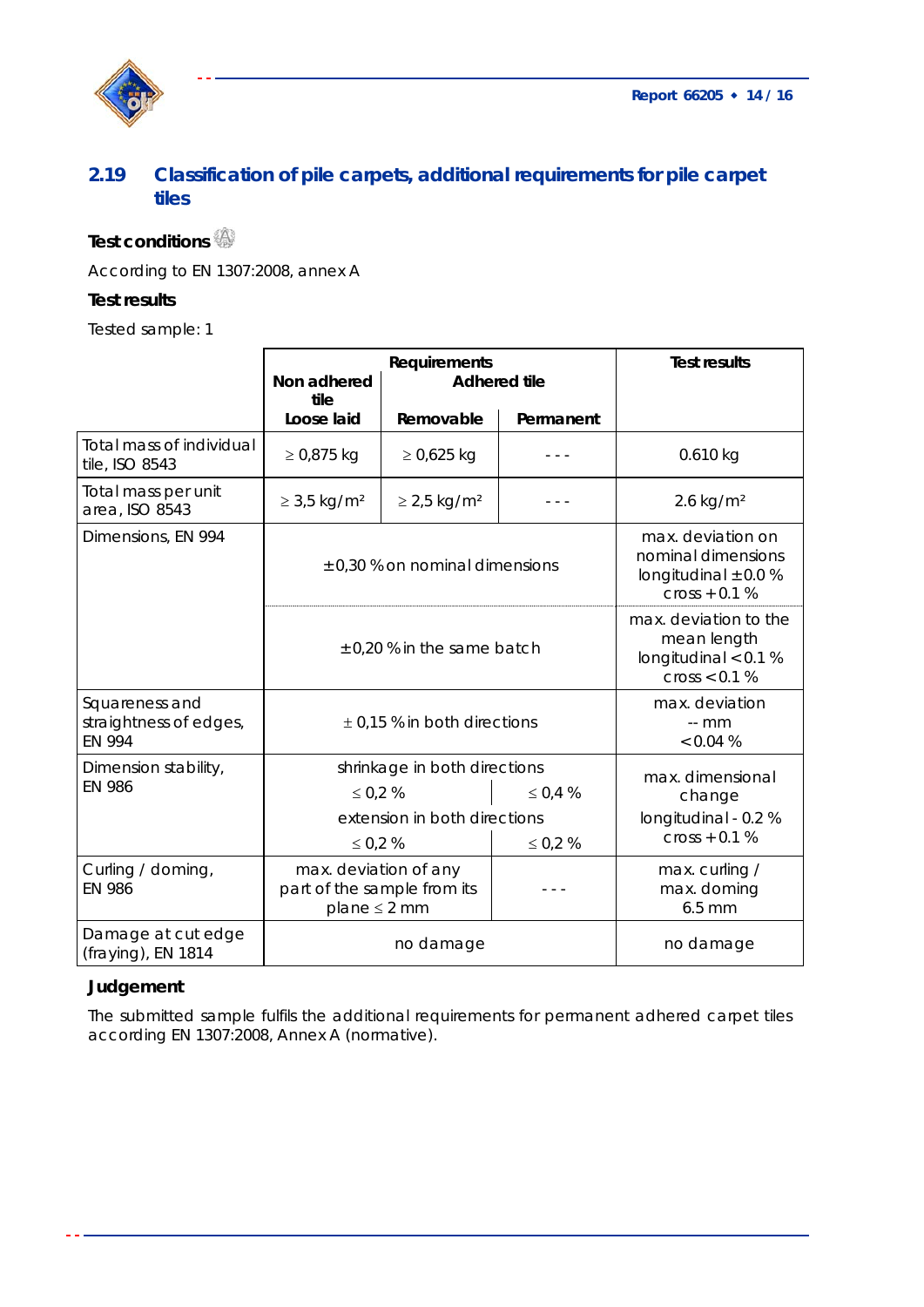## 2.19 Classification of pile carpets, additional requirements for pile carpet tiles

**Test conditions**

According to EN 1307:2008, annex A

**Test results**

Tested sample: 1

| | Requirements | | | Test results |
|---|---|---|---|---|
| | Non adhered tile | Adhered tile | | |
| | Loose laid | Removable | Permanent | |
| Total mass of individual tile, ISO 8543 | ≥ 0,875 kg | ≥ 0,625 kg | - - - | 0.610 kg |
| Total mass per unit area, ISO 8543 | ≥ 3,5 kg/m² | ≥ 2,5 kg/m² | - - - | 2.6 kg/m² |
| Dimensions, EN 994 | ± 0,30 % on nominal dimensions | | | max. deviation on nominal dimensions longitudinal ± 0.0 % cross + 0.1 % |
| | ± 0,20 % in the same batch | | | max. deviation to the mean length longitudinal < 0.1 % cross < 0.1 % |
| Squareness and straightness of edges, EN 994 | ± 0,15 % in both directions | | | max. deviation -- mm < 0.04 % |
| Dimension stability, EN 986 | shrinkage in both directions ≤ 0,2 % | | ≤ 0,4 % | max. dimensional change longitudinal - 0.2 % cross + 0.1 % |
| | extension in both directions ≤ 0,2 % | | ≤ 0,2 % | |
| Curling / doming, EN 986 | max. deviation of any part of the sample from its plane ≤ 2 mm | | - - - | max. curling / max. doming 6.5 mm |
| Damage at cut edge (fraying), EN 1814 | no damage | | | no damage |

**Judgement**

The submitted sample fulfils the additional requirements for permanent adhered carpet tiles according EN 1307:2008, Annex A (normative).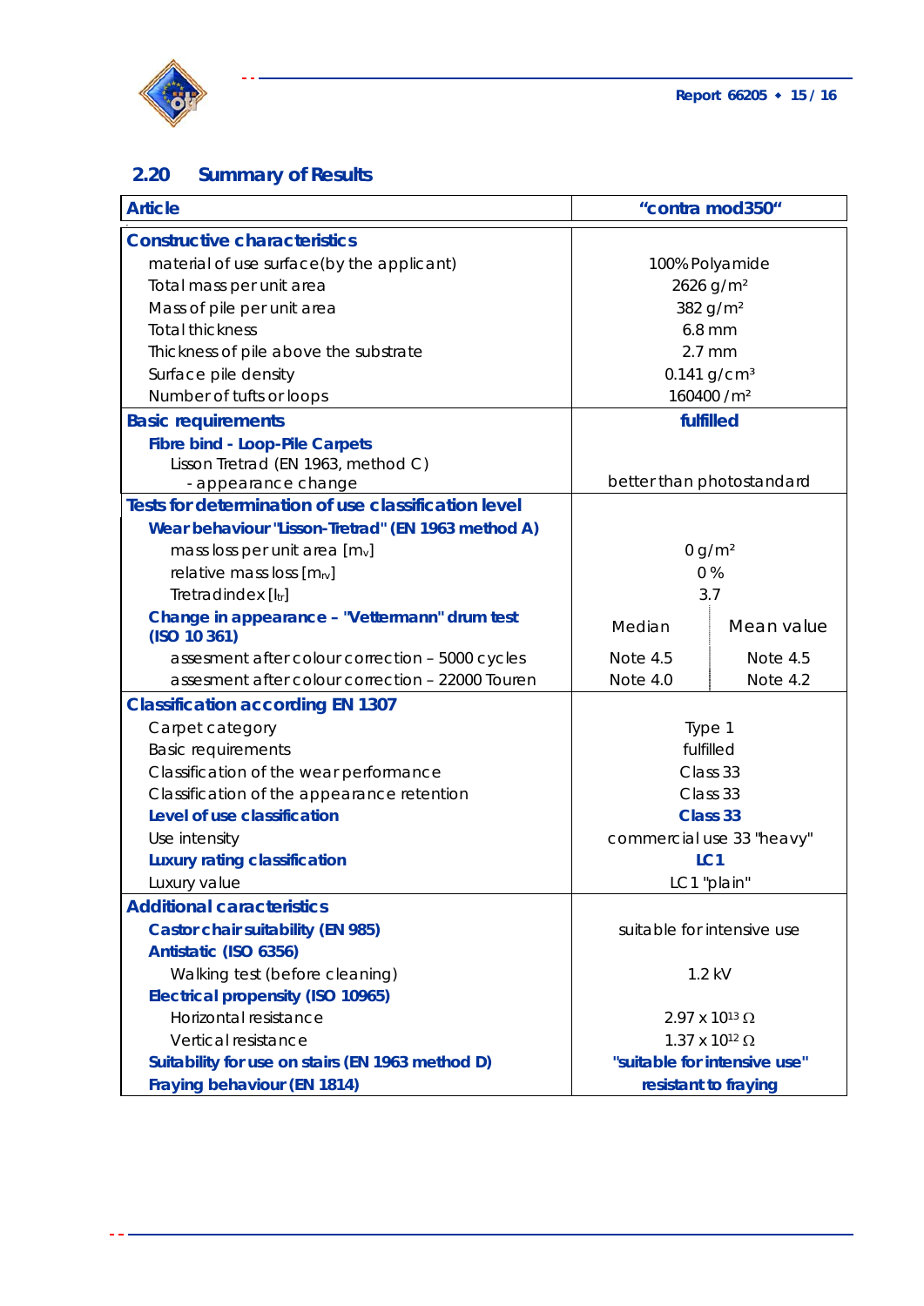## 2.20 Summary of Results

| **Article** | **"contra mod350"** | |
|---|---|---|
| **Constructive characteristics** | | |
| material of use surface(by the applicant) | 100% Polyamide | |
| Total mass per unit area | 2626 g/m² | |
| Mass of pile per unit area | 382 g/m² | |
| Total thickness | 6.8 mm | |
| Thickness of pile above the substrate | 2.7 mm | |
| Surface pile density | 0.141 g/cm³ | |
| Number of tufts or loops | 160400 /m² | |
| **Basic requirements** | **fulfilled** | |
| **Fibre bind - Loop-Pile Carpets** | | |
| Lisson Tretrad (EN 1963, method C) - appearance change | better than photostandard | |
| **Tests for determination of use classification level** | | |
| **Wear behaviour "Lisson-Tretrad" (EN 1963 method A)** | | |
| mass loss per unit area [$m_v$] | 0 g/m² | |
| relative mass loss [$m_{rv}$] | 0 % | |
| Tretradindex [$I_{tr}$] | 3.7 | |
| **Change in appearance – "Vettermann" drum test (ISO 10 361)** | Median | Mean value |
| assesment after colour correction – 5000 cycles | Note 4.5 | Note 4.5 |
| assesment after colour correction – 22000 Touren | Note 4.0 | Note 4.2 |
| **Classification according EN 1307** | | |
| Carpet category | Type 1 | |
| Basic requirements | fulfilled | |
| Classification of the wear performance | Class 33 | |
| Classification of the appearance retention | Class 33 | |
| **Level of use classification** | **Class 33** | |
| Use intensity | commercial use 33 "heavy" | |
| **Luxury rating classification** | **LC1** | |
| Luxury value | LC1 "plain" | |
| **Additional caracteristics** | | |
| **Castor chair suitability (EN 985)** | suitable for intensive use | |
| **Antistatic (ISO 6356)** | | |
| Walking test (before cleaning) | 1.2 kV | |
| **Electrical propensity (ISO 10965)** | | |
| Horizontal resistance | $2.97 \times 10^{13}\ \Omega$ | |
| Vertical resistance | $1.37 \times 10^{12}\ \Omega$ | |
| **Suitability for use on stairs (EN 1963 method D)** | **"suitable for intensive use"** | |
| **Fraying behaviour (EN 1814)** | **resistant to fraying** | |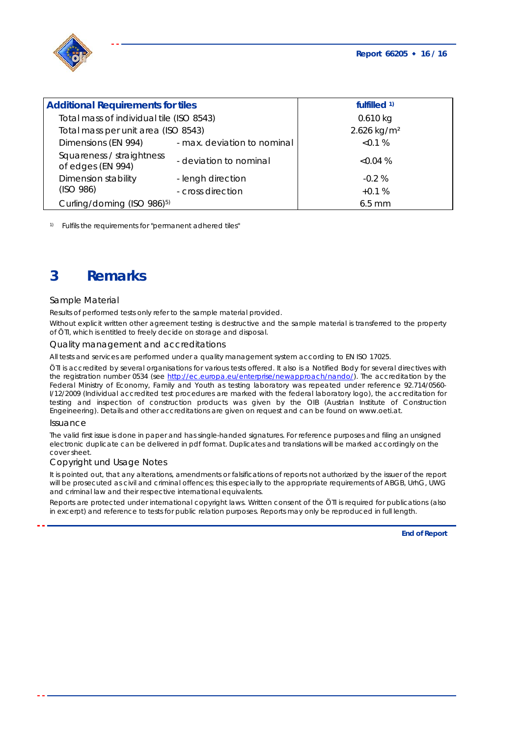| Additional Requirements for tiles | | fulfilled [1] |
|---|---|---|
| Total mass of individual tile (ISO 8543) | | 0.610 kg |
| Total mass per unit area (ISO 8543) | | 2.626 kg/m² |
| Dimensions (EN 994) | - max. deviation to nominal | <0.1 % |
| Squareness / straightness of edges (EN 994) | - deviation to nominal | <0.04 % |
| Dimension stability (ISO 986) | - lengh direction | -0.2 % |
| | - cross direction | +0.1 % |
| Curling/doming (ISO 986)[5] | | 6.5 mm |

[1] Fulfils the requirements for "permanent adhered tiles"

# 3 Remarks

## Sample Material

Results of performed tests only refer to the sample material provided.

Without explicit written other agreement testing is destructive and the sample material is transferred to the property of ÖTI, which is entitled to freely decide on storage and disposal.

## Quality management and accreditations

All tests and services are performed under a quality management system according to EN ISO 17025.

ÖTI is accredited by several organisations for various tests offered. It also is a Notified Body for several directives with the registration number 0534 (see http://ec.europa.eu/enterprise/newapproach/nando/). The accreditation by the Federal Ministry of Economy, Family and Youth as testing laboratory was repeated under reference 92.714/0560-I/12/2009 (Individual accredited test procedures are marked with the federal laboratory logo), the accreditation for testing and inspection of construction products was given by the OIB (Austrian Institute of Construction Engeineering). Details and other accreditations are given on request and can be found on www.oeti.at.

## Issuance

The valid first issue is done in paper and has single-handed signatures. For reference purposes and filing an unsigned electronic duplicate can be delivered in pdf format. Duplicates and translations will be marked accordingly on the cover sheet.

## Copyright und Usage Notes

It is pointed out, that any alterations, amendments or falsifications of reports not authorized by the issuer of the report will be prosecuted as civil and criminal offences; this especially to the appropriate requirements of ABGB, UrhG, UWG and criminal law and their respective international equivalents.

Reports are protected under international copyright laws. Written consent of the ÖTI is required for publications (also in excerpt) and reference to tests for public relation purposes. Reports may only be reproduced in full length.

**End of Report**